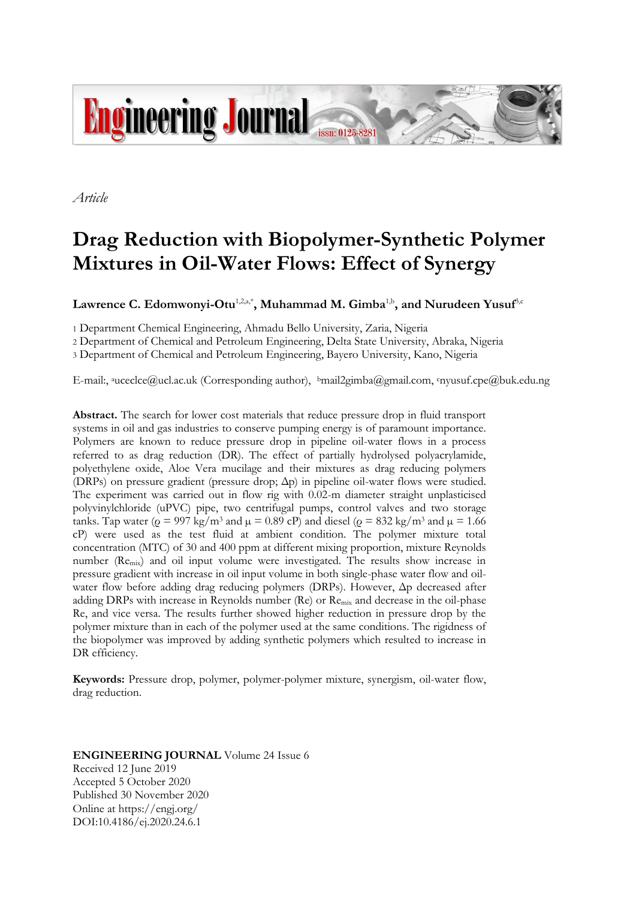*Article*

# Drag Reduction with Biopolymer-Synthetic Polymer Mixtures in Oil-Water Flows: Effect of Synergy

**Lawrence C. Edomwonyi-Otu**[1,2,a,*], **Muhammad M. Gimba**[1,b], **and Nurudeen Yusuf**[3,c]

1 Department Chemical Engineering, Ahmadu Bello University, Zaria, Nigeria
2 Department of Chemical and Petroleum Engineering, Delta State University, Abraka, Nigeria
3 Department of Chemical and Petroleum Engineering, Bayero University, Kano, Nigeria

E-mail:, [a]uceclce@ucl.ac.uk (Corresponding author), [b]mail2gimba@gmail.com, [c]nyusuf.cpe@buk.edu.ng

**Abstract.** The search for lower cost materials that reduce pressure drop in fluid transport systems in oil and gas industries to conserve pumping energy is of paramount importance. Polymers are known to reduce pressure drop in pipeline oil-water flows in a process referred to as drag reduction (DR). The effect of partially hydrolysed polyacrylamide, polyethylene oxide, Aloe Vera mucilage and their mixtures as drag reducing polymers (DRPs) on pressure gradient (pressure drop; $\Delta p$) in pipeline oil-water flows were studied. The experiment was carried out in flow rig with 0.02-m diameter straight unplasticised polyvinylchloride (uPVC) pipe, two centrifugal pumps, control valves and two storage tanks. Tap water ($\rho$ = 997 kg/m$^3$ and $\mu$ = 0.89 cP) and diesel ($\rho$ = 832 kg/m$^3$ and $\mu$ = 1.66 cP) were used as the test fluid at ambient condition. The polymer mixture total concentration (MTC) of 30 and 400 ppm at different mixing proportion, mixture Reynolds number ($Re_{mix}$) and oil input volume were investigated. The results show increase in pressure gradient with increase in oil input volume in both single-phase water flow and oil-water flow before adding drag reducing polymers (DRPs). However, $\Delta p$ decreased after adding DRPs with increase in Reynolds number (Re) or $Re_{mix}$ and decrease in the oil-phase Re, and vice versa. The results further showed higher reduction in pressure drop by the polymer mixture than in each of the polymer used at the same conditions. The rigidness of the biopolymer was improved by adding synthetic polymers which resulted to increase in DR efficiency.

**Keywords:** Pressure drop, polymer, polymer-polymer mixture, synergism, oil-water flow, drag reduction.

**ENGINEERING JOURNAL** Volume 24 Issue 6
Received 12 June 2019
Accepted 5 October 2020
Published 30 November 2020
Online at https://engj.org/
DOI:10.4186/ej.2020.24.6.1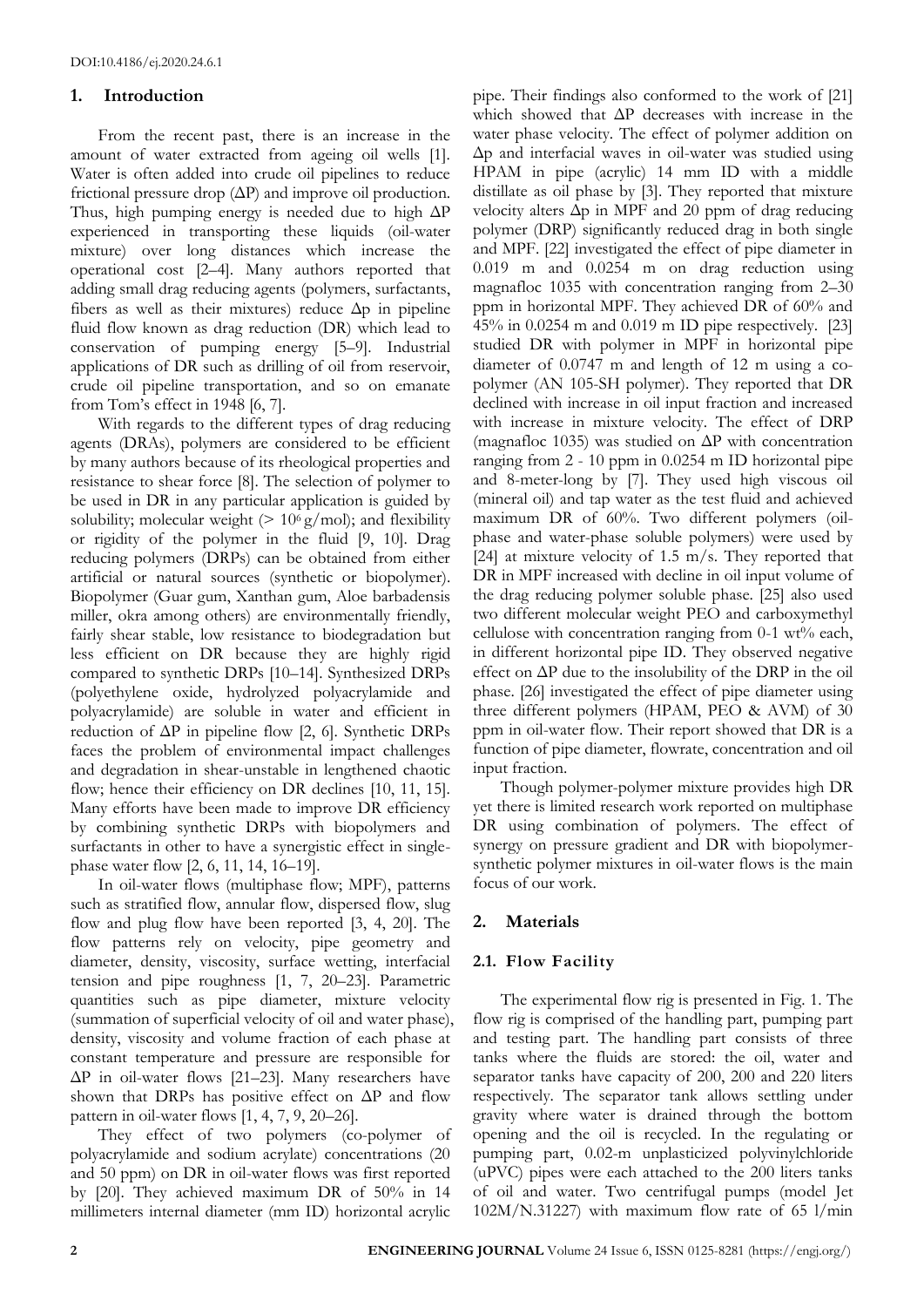DOI:10.4186/ej.2020.24.6.1

## 1. Introduction

From the recent past, there is an increase in the amount of water extracted from ageing oil wells [1]. Water is often added into crude oil pipelines to reduce frictional pressure drop (ΔP) and improve oil production. Thus, high pumping energy is needed due to high ΔP experienced in transporting these liquids (oil-water mixture) over long distances which increase the operational cost [2–4]. Many authors reported that adding small drag reducing agents (polymers, surfactants, fibers as well as their mixtures) reduce Δp in pipeline fluid flow known as drag reduction (DR) which lead to conservation of pumping energy [5–9]. Industrial applications of DR such as drilling of oil from reservoir, crude oil pipeline transportation, and so on emanate from Tom's effect in 1948 [6, 7].

With regards to the different types of drag reducing agents (DRAs), polymers are considered to be efficient by many authors because of its rheological properties and resistance to shear force [8]. The selection of polymer to be used in DR in any particular application is guided by solubility; molecular weight (> $10^6$ g/mol); and flexibility or rigidity of the polymer in the fluid [9, 10]. Drag reducing polymers (DRPs) can be obtained from either artificial or natural sources (synthetic or biopolymer). Biopolymer (Guar gum, Xanthan gum, Aloe barbadensis miller, okra among others) are environmentally friendly, fairly shear stable, low resistance to biodegradation but less efficient on DR because they are highly rigid compared to synthetic DRPs [10–14]. Synthesized DRPs (polyethylene oxide, hydrolyzed polyacrylamide and polyacrylamide) are soluble in water and efficient in reduction of ΔP in pipeline flow [2, 6]. Synthetic DRPs faces the problem of environmental impact challenges and degradation in shear-unstable in lengthened chaotic flow; hence their efficiency on DR declines [10, 11, 15]. Many efforts have been made to improve DR efficiency by combining synthetic DRPs with biopolymers and surfactants in other to have a synergistic effect in single-phase water flow [2, 6, 11, 14, 16–19].

In oil-water flows (multiphase flow; MPF), patterns such as stratified flow, annular flow, dispersed flow, slug flow and plug flow have been reported [3, 4, 20]. The flow patterns rely on velocity, pipe geometry and diameter, density, viscosity, surface wetting, interfacial tension and pipe roughness [1, 7, 20–23]. Parametric quantities such as pipe diameter, mixture velocity (summation of superficial velocity of oil and water phase), density, viscosity and volume fraction of each phase at constant temperature and pressure are responsible for ΔP in oil-water flows [21–23]. Many researchers have shown that DRPs has positive effect on ΔP and flow pattern in oil-water flows [1, 4, 7, 9, 20–26].

They effect of two polymers (co-polymer of polyacrylamide and sodium acrylate) concentrations (20 and 50 ppm) on DR in oil-water flows was first reported by [20]. They achieved maximum DR of 50% in 14 millimeters internal diameter (mm ID) horizontal acrylic pipe. Their findings also conformed to the work of [21] which showed that ΔP decreases with increase in the water phase velocity. The effect of polymer addition on Δp and interfacial waves in oil-water was studied using HPAM in pipe (acrylic) 14 mm ID with a middle distillate as oil phase by [3]. They reported that mixture velocity alters Δp in MPF and 20 ppm of drag reducing polymer (DRP) significantly reduced drag in both single and MPF. [22] investigated the effect of pipe diameter in 0.019 m and 0.0254 m on drag reduction using magnafloc 1035 with concentration ranging from 2–30 ppm in horizontal MPF. They achieved DR of 60% and 45% in 0.0254 m and 0.019 m ID pipe respectively. [23] studied DR with polymer in MPF in horizontal pipe diameter of 0.0747 m and length of 12 m using a co-polymer (AN 105-SH polymer). They reported that DR declined with increase in oil input fraction and increased with increase in mixture velocity. The effect of DRP (magnafloc 1035) was studied on ΔP with concentration ranging from 2 - 10 ppm in 0.0254 m ID horizontal pipe and 8-meter-long by [7]. They used high viscous oil (mineral oil) and tap water as the test fluid and achieved maximum DR of 60%. Two different polymers (oil-phase and water-phase soluble polymers) were used by [24] at mixture velocity of 1.5 m/s. They reported that DR in MPF increased with decline in oil input volume of the drag reducing polymer soluble phase. [25] also used two different molecular weight PEO and carboxymethyl cellulose with concentration ranging from 0-1 wt% each, in different horizontal pipe ID. They observed negative effect on ΔP due to the insolubility of the DRP in the oil phase. [26] investigated the effect of pipe diameter using three different polymers (HPAM, PEO & AVM) of 30 ppm in oil-water flow. Their report showed that DR is a function of pipe diameter, flowrate, concentration and oil input fraction.

Though polymer-polymer mixture provides high DR yet there is limited research work reported on multiphase DR using combination of polymers. The effect of synergy on pressure gradient and DR with biopolymer-synthetic polymer mixtures in oil-water flows is the main focus of our work.

## 2. Materials

### 2.1. Flow Facility

The experimental flow rig is presented in Fig. 1. The flow rig is comprised of the handling part, pumping part and testing part. The handling part consists of three tanks where the fluids are stored: the oil, water and separator tanks have capacity of 200, 200 and 220 liters respectively. The separator tank allows settling under gravity where water is drained through the bottom opening and the oil is recycled. In the regulating or pumping part, 0.02-m unplasticized polyvinylchloride (uPVC) pipes were each attached to the 200 liters tanks of oil and water. Two centrifugal pumps (model Jet 102M/N.31227) with maximum flow rate of 65 l/min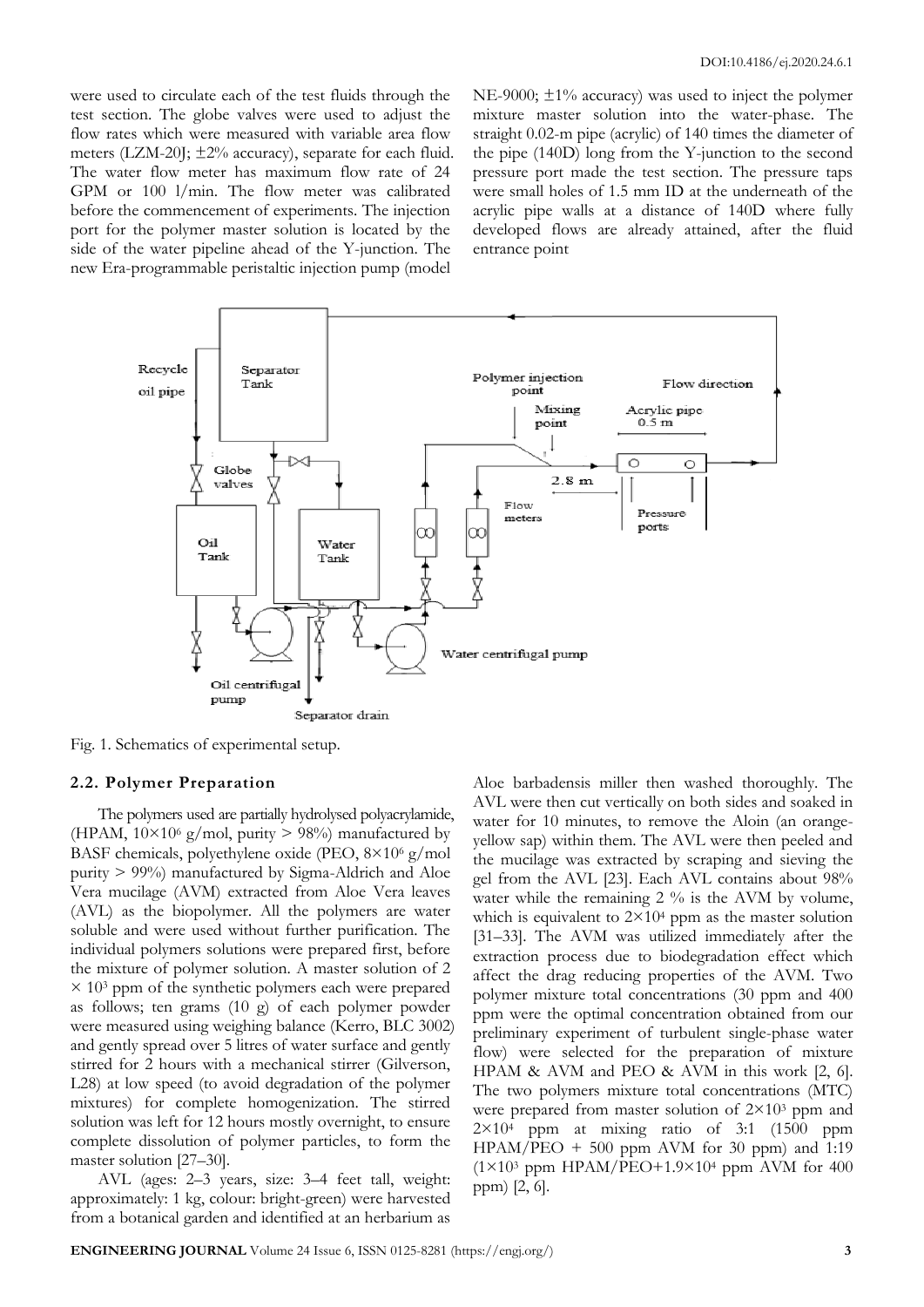were used to circulate each of the test fluids through the test section. The globe valves were used to adjust the flow rates which were measured with variable area flow meters (LZM-20J; ±2% accuracy), separate for each fluid. The water flow meter has maximum flow rate of 24 GPM or 100 l/min. The flow meter was calibrated before the commencement of experiments. The injection port for the polymer master solution is located by the side of the water pipeline ahead of the Y-junction. The new Era-programmable peristaltic injection pump (model NE-9000; ±1% accuracy) was used to inject the polymer mixture master solution into the water-phase. The straight 0.02-m pipe (acrylic) of 140 times the diameter of the pipe (140D) long from the Y-junction to the second pressure port made the test section. The pressure taps were small holes of 1.5 mm ID at the underneath of the acrylic pipe walls at a distance of 140D where fully developed flows are already attained, after the fluid entrance point

Fig. 1. Schematics of experimental setup.

### 2.2. Polymer Preparation

The polymers used are partially hydrolysed polyacrylamide, (HPAM, $10\times10^6$ g/mol, purity > 98%) manufactured by BASF chemicals, polyethylene oxide (PEO, $8\times10^6$ g/mol purity > 99%) manufactured by Sigma-Aldrich and Aloe Vera mucilage (AVM) extracted from Aloe Vera leaves (AVL) as the biopolymer. All the polymers are water soluble and were used without further purification. The individual polymers solutions were prepared first, before the mixture of polymer solution. A master solution of $2 \times 10^3$ ppm of the synthetic polymers each were prepared as follows; ten grams (10 g) of each polymer powder were measured using weighing balance (Kerro, BLC 3002) and gently spread over 5 litres of water surface and gently stirred for 2 hours with a mechanical stirrer (Gilverson, L28) at low speed (to avoid degradation of the polymer mixtures) for complete homogenization. The stirred solution was left for 12 hours mostly overnight, to ensure complete dissolution of polymer particles, to form the master solution [27–30].

AVL (ages: 2–3 years, size: 3–4 feet tall, weight: approximately: 1 kg, colour: bright-green) were harvested from a botanical garden and identified at an herbarium as Aloe barbadensis miller then washed thoroughly. The AVL were then cut vertically on both sides and soaked in water for 10 minutes, to remove the Aloin (an orange-yellow sap) within them. The AVL were then peeled and the mucilage was extracted by scraping and sieving the gel from the AVL [23]. Each AVL contains about 98% water while the remaining 2 % is the AVM by volume, which is equivalent to $2\times10^4$ ppm as the master solution [31–33]. The AVM was utilized immediately after the extraction process due to biodegradation effect which affect the drag reducing properties of the AVM. Two polymer mixture total concentrations (30 ppm and 400 ppm were the optimal concentration obtained from our preliminary experiment of turbulent single-phase water flow) were selected for the preparation of mixture HPAM & AVM and PEO & AVM in this work [2, 6]. The two polymers mixture total concentrations (MTC) were prepared from master solution of $2\times10^3$ ppm and $2\times10^4$ ppm at mixing ratio of 3:1 (1500 ppm HPAM/PEO + 500 ppm AVM for 30 ppm) and 1:19 ($1\times10^3$ ppm HPAM/PEO+$1.9\times10^4$ ppm AVM for 400 ppm) [2, 6].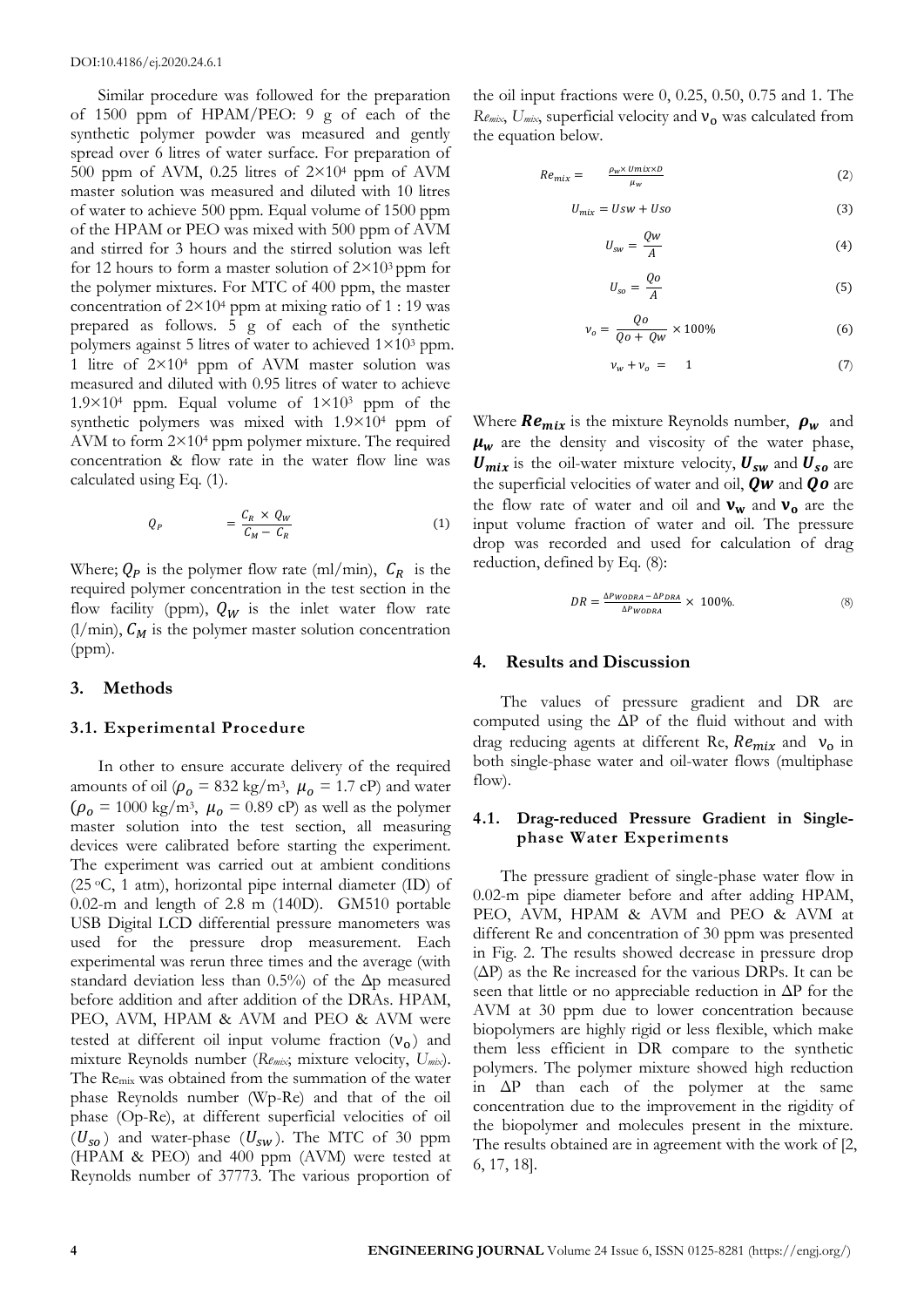Similar procedure was followed for the preparation of 1500 ppm of HPAM/PEO: 9 g of each of the synthetic polymer powder was measured and gently spread over 6 litres of water surface. For preparation of 500 ppm of AVM, 0.25 litres of $2\times10^4$ ppm of AVM master solution was measured and diluted with 10 litres of water to achieve 500 ppm. Equal volume of 1500 ppm of the HPAM or PEO was mixed with 500 ppm of AVM and stirred for 3 hours and the stirred solution was left for 12 hours to form a master solution of $2\times10^3$ ppm for the polymer mixtures. For MTC of 400 ppm, the master concentration of $2\times10^4$ ppm at mixing ratio of 1 : 19 was prepared as follows. 5 g of each of the synthetic polymers against 5 litres of water to achieved $1\times10^3$ ppm. 1 litre of $2\times10^4$ ppm of AVM master solution was measured and diluted with 0.95 litres of water to achieve $1.9\times10^4$ ppm. Equal volume of $1\times10^3$ ppm of the synthetic polymers was mixed with $1.9\times10^4$ ppm of AVM to form $2\times10^4$ ppm polymer mixture. The required concentration & flow rate in the water flow line was calculated using Eq. (1).

$$Q_P = \frac{C_R \times Q_W}{C_M - C_R} \tag{1}$$

Where; $Q_P$ is the polymer flow rate (ml/min), $C_R$ is the required polymer concentration in the test section in the flow facility (ppm), $Q_W$ is the inlet water flow rate (l/min), $C_M$ is the polymer master solution concentration (ppm).

## 3. Methods

### 3.1. Experimental Procedure

In other to ensure accurate delivery of the required amounts of oil ($\rho_o$ = 832 kg/m³, $\mu_o$ = 1.7 cP) and water ($\rho_o$ = 1000 kg/m³, $\mu_o$ = 0.89 cP) as well as the polymer master solution into the test section, all measuring devices were calibrated before starting the experiment. The experiment was carried out at ambient conditions (25 °C, 1 atm), horizontal pipe internal diameter (ID) of 0.02-m and length of 2.8 m (140D). GM510 portable USB Digital LCD differential pressure manometers was used for the pressure drop measurement. Each experimental was rerun three times and the average (with standard deviation less than 0.5%) of the Δp measured before addition and after addition of the DRAs. HPAM, PEO, AVM, HPAM & AVM and PEO & AVM were tested at different oil input volume fraction ($\nu_o$) and mixture Reynolds number (*Re<sub>mix</sub>*; mixture velocity, *U<sub>mix</sub>*). The $Re_{mix}$ was obtained from the summation of the water phase Reynolds number (Wp-Re) and that of the oil phase (Op-Re), at different superficial velocities of oil ($U_{so}$) and water-phase ($U_{sw}$). The MTC of 30 ppm (HPAM & PEO) and 400 ppm (AVM) were tested at Reynolds number of 37773. The various proportion of the oil input fractions were 0, 0.25, 0.50, 0.75 and 1. The $Re_{mix}$, $U_{mix}$, superficial velocity and $\nu_o$ was calculated from the equation below.

$$Re_{mix} = \frac{\rho_w \times Umix \times D}{\mu_w} \tag{2}$$

$$U_{mix} = Usw + Uso \tag{3}$$

$$U_{sw} = \frac{Qw}{A} \tag{4}$$

$$U_{so} = \frac{Qo}{A} \tag{5}$$

$$\nu_o = \frac{Qo}{Qo + Qw} \times 100\% \tag{6}$$

$$\nu_w + \nu_o = 1 \tag{7}$$

Where $\boldsymbol{Re_{mix}}$ is the mixture Reynolds number, $\boldsymbol{\rho_w}$ and $\boldsymbol{\mu_w}$ are the density and viscosity of the water phase, $\boldsymbol{U_{mix}}$ is the oil-water mixture velocity, $\boldsymbol{U_{sw}}$ and $\boldsymbol{U_{so}}$ are the superficial velocities of water and oil, $\boldsymbol{Qw}$ and $\boldsymbol{Qo}$ are the flow rate of water and oil and $\boldsymbol{\nu_w}$ and $\boldsymbol{\nu_o}$ are the input volume fraction of water and oil. The pressure drop was recorded and used for calculation of drag reduction, defined by Eq. (8):

$$DR = \frac{\Delta P_{WODRA} - \Delta P_{DRA}}{\Delta P_{WODRA}} \times 100\%. \tag{8}$$

## 4. Results and Discussion

The values of pressure gradient and DR are computed using the ΔP of the fluid without and with drag reducing agents at different Re, $Re_{mix}$ and $\nu_o$ in both single-phase water and oil-water flows (multiphase flow).

### 4.1. Drag-reduced Pressure Gradient in Single-phase Water Experiments

The pressure gradient of single-phase water flow in 0.02-m pipe diameter before and after adding HPAM, PEO, AVM, HPAM & AVM and PEO & AVM at different Re and concentration of 30 ppm was presented in Fig. 2. The results showed decrease in pressure drop (ΔP) as the Re increased for the various DRPs. It can be seen that little or no appreciable reduction in ΔP for the AVM at 30 ppm due to lower concentration because biopolymers are highly rigid or less flexible, which make them less efficient in DR compare to the synthetic polymers. The polymer mixture showed high reduction in ΔP than each of the polymer at the same concentration due to the improvement in the rigidity of the biopolymer and molecules present in the mixture. The results obtained are in agreement with the work of [2, 6, 17, 18].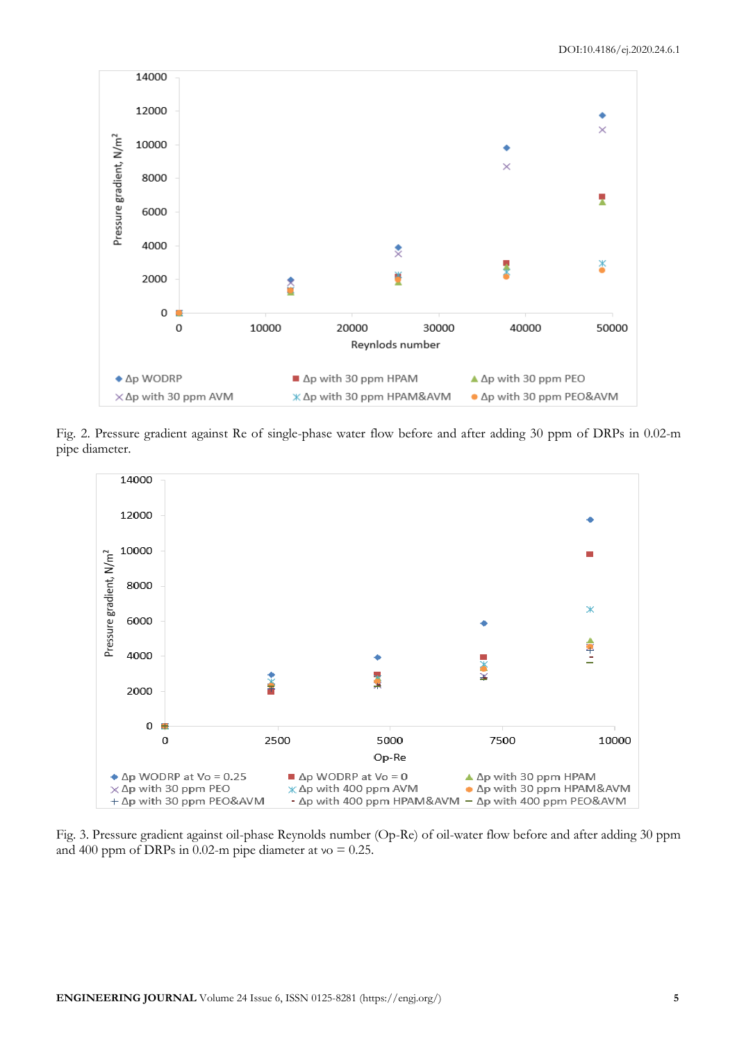Fig. 2. Pressure gradient against Re of single-phase water flow before and after adding 30 ppm of DRPs in 0.02-m pipe diameter.

Fig. 3. Pressure gradient against oil-phase Reynolds number (Op-Re) of oil-water flow before and after adding 30 ppm and 400 ppm of DRPs in 0.02-m pipe diameter at $v_o$ = 0.25.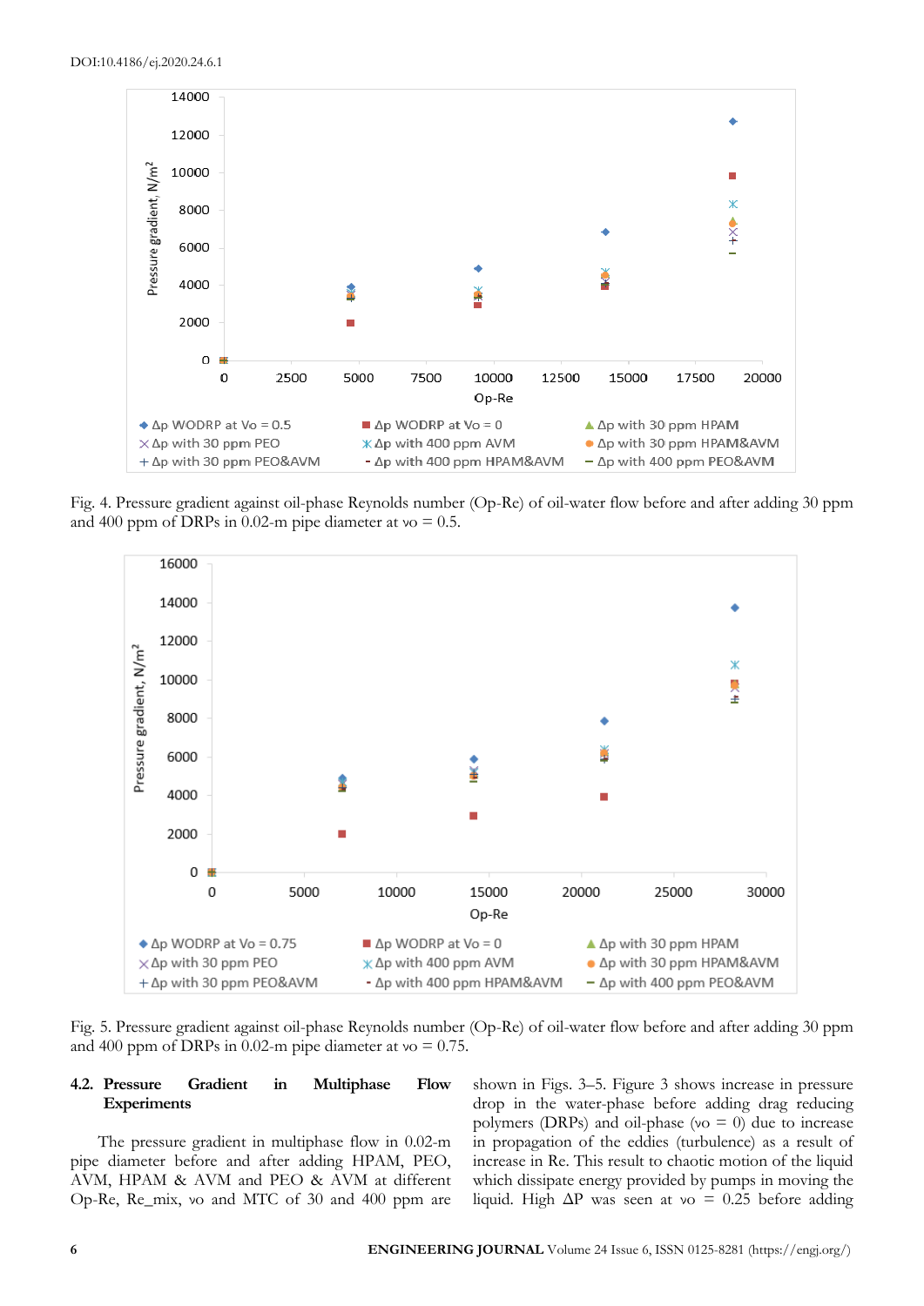Fig. 4. Pressure gradient against oil-phase Reynolds number (Op-Re) of oil-water flow before and after adding 30 ppm and 400 ppm of DRPs in 0.02-m pipe diameter at $v_o = 0.5$.

Fig. 5. Pressure gradient against oil-phase Reynolds number (Op-Re) of oil-water flow before and after adding 30 ppm and 400 ppm of DRPs in 0.02-m pipe diameter at $v_o = 0.75$.

### 4.2. Pressure Gradient in Multiphase Flow Experiments

The pressure gradient in multiphase flow in 0.02-m pipe diameter before and after adding HPAM, PEO, AVM, HPAM & AVM and PEO & AVM at different Op-Re, Re_mix, vo and MTC of 30 and 400 ppm are shown in Figs. 3–5. Figure 3 shows increase in pressure drop in the water-phase before adding drag reducing polymers (DRPs) and oil-phase ($v_o = 0$) due to increase in propagation of the eddies (turbulence) as a result of increase in Re. This result to chaotic motion of the liquid which dissipate energy provided by pumps in moving the liquid. High ΔP was seen at $v_o = 0.25$ before adding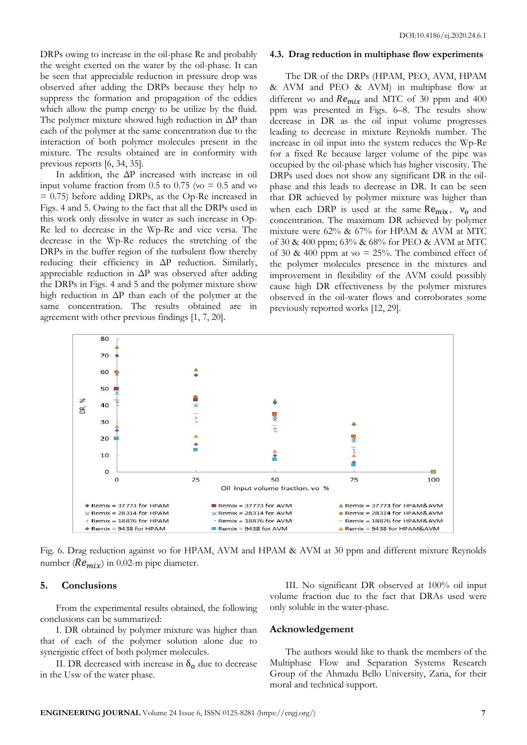DRPs owing to increase in the oil-phase Re and probably the weight exerted on the water by the oil-phase. It can be seen that appreciable reduction in pressure drop was observed after adding the DRPs because they help to suppress the formation and propagation of the eddies which allow the pump energy to be utilize by the fluid. The polymer mixture showed high reduction in ΔP than each of the polymer at the same concentration due to the interaction of both polymer molecules present in the mixture. The results obtained are in conformity with previous reports [6, 34, 35].

In addition, the ΔP increased with increase in oil input volume fraction from 0.5 to 0.75 (νo = 0.5 and νo = 0.75) before adding DRPs, as the Op-Re increased in Figs. 4 and 5. Owing to the fact that all the DRPs used in this work only dissolve in water as such increase in Op-Re led to decrease in the Wp-Re and vice versa. The decrease in the Wp-Re reduces the stretching of the DRPs in the buffer region of the turbulent flow thereby reducing their efficiency in ΔP reduction. Similarly, appreciable reduction in ΔP was observed after adding the DRPs in Figs. 4 and 5 and the polymer mixture show high reduction in ΔP than each of the polymer at the same concentration. The results obtained are in agreement with other previous findings [1, 7, 20].

### 4.3. Drag reduction in multiphase flow experiments

The DR of the DRPs (HPAM, PEO, AVM, HPAM & AVM and PEO & AVM) in multiphase flow at different νo and $Re_{mix}$ and MTC of 30 ppm and 400 ppm was presented in Figs. 6–8. The results show decrease in DR as the oil input volume progresses leading to decrease in mixture Reynolds number. The increase in oil input into the system reduces the Wp-Re for a fixed Re because larger volume of the pipe was occupied by the oil-phase which has higher viscosity. The DRPs used does not show any significant DR in the oil-phase and this leads to decrease in DR. It can be seen that DR achieved by polymer mixture was higher than when each DRP is used at the same $Re_{mix}$, $\nu_o$ and concentration. The maximum DR achieved by polymer mixture were 62% & 67% for HPAM & AVM at MTC of 30 & 400 ppm; 63% & 68% for PEO & AVM at MTC of 30 & 400 ppm at νo = 25%. The combined effect of the polymer molecules presence in the mixtures and improvement in flexibility of the AVM could possibly cause high DR effectiveness by the polymer mixtures observed in the oil-water flows and corroborates some previously reported works [12, 29].

Fig. 6. Drag reduction against νo for HPAM, AVM and HPAM & AVM at 30 ppm and different mixture Reynolds number ($Re_{mix}$) in 0.02-m pipe diameter.

## 5. Conclusions

From the experimental results obtained, the following conclusions can be summarized:

I. DR obtained by polymer mixture was higher than that of each of the polymer solution alone due to synergistic effect of both polymer molecules.

II. DR decreased with increase in $\delta_o$ due to decrease in the Usw of the water phase.

III. No significant DR observed at 100% oil input volume fraction due to the fact that DRAs used were only soluble in the water-phase.

## Acknowledgement

The authors would like to thank the members of the Multiphase Flow and Separation Systems Research Group of the Ahmadu Bello University, Zaria, for their moral and technical support.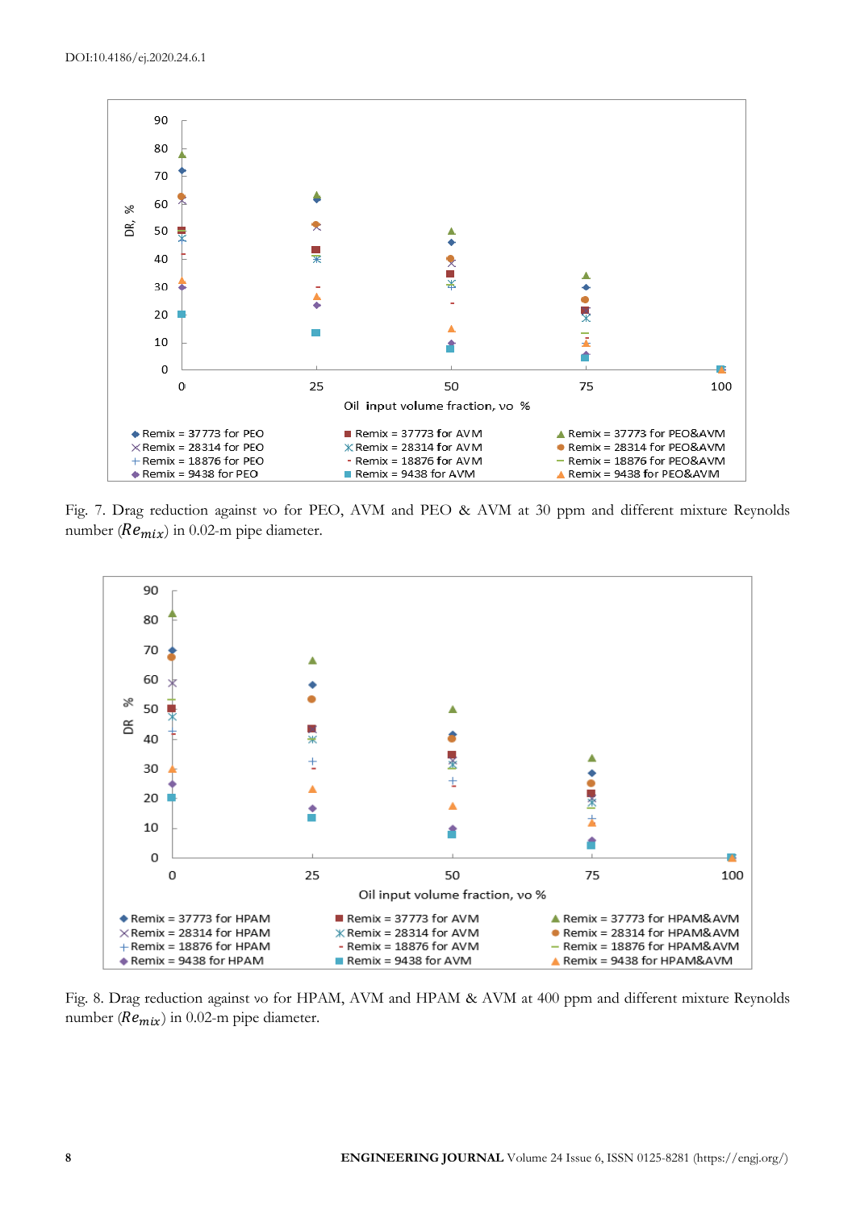Fig. 7. Drag reduction against vo for PEO, AVM and PEO & AVM at 30 ppm and different mixture Reynolds number ($Re_{mix}$) in 0.02-m pipe diameter.

Fig. 8. Drag reduction against vo for HPAM, AVM and HPAM & AVM at 400 ppm and different mixture Reynolds number ($Re_{mix}$) in 0.02-m pipe diameter.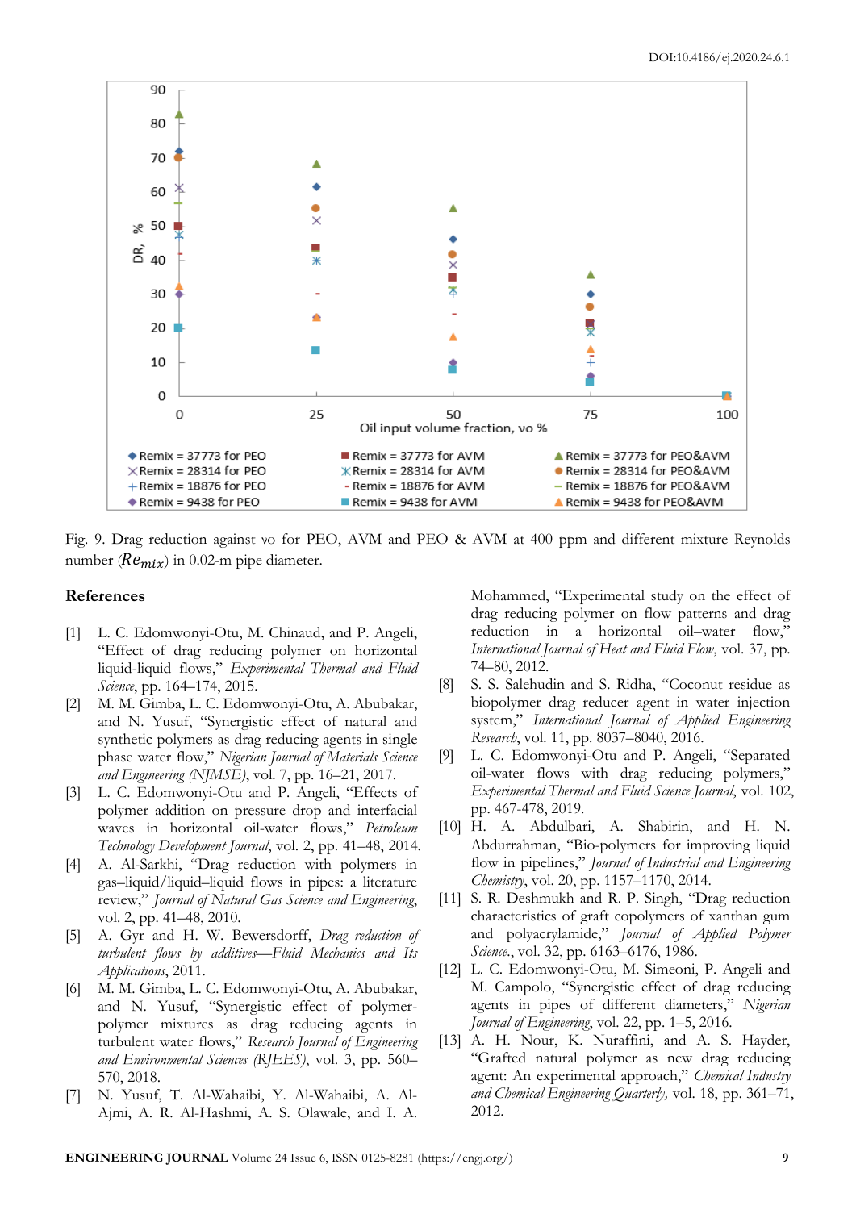Fig. 9. Drag reduction against vo for PEO, AVM and PEO & AVM at 400 ppm and different mixture Reynolds number ($Re_{mix}$) in 0.02-m pipe diameter.

## References

[1] L. C. Edomwonyi-Otu, M. Chinaud, and P. Angeli, "Effect of drag reducing polymer on horizontal liquid-liquid flows," *Experimental Thermal and Fluid Science*, pp. 164–174, 2015.

[2] M. M. Gimba, L. C. Edomwonyi-Otu, A. Abubakar, and N. Yusuf, "Synergistic effect of natural and synthetic polymers as drag reducing agents in single phase water flow," *Nigerian Journal of Materials Science and Engineering (NJMSE)*, vol. 7, pp. 16–21, 2017.

[3] L. C. Edomwonyi-Otu and P. Angeli, "Effects of polymer addition on pressure drop and interfacial waves in horizontal oil-water flows," *Petroleum Technology Development Journal*, vol. 2, pp. 41–48, 2014.

[4] A. Al-Sarkhi, "Drag reduction with polymers in gas–liquid/liquid–liquid flows in pipes: a literature review," *Journal of Natural Gas Science and Engineering*, vol. 2, pp. 41–48, 2010.

[5] A. Gyr and H. W. Bewersdorff, *Drag reduction of turbulent flows by additives—Fluid Mechanics and Its Applications*, 2011.

[6] M. M. Gimba, L. C. Edomwonyi-Otu, A. Abubakar, and N. Yusuf, "Synergistic effect of polymer-polymer mixtures as drag reducing agents in turbulent water flows," *Research Journal of Engineering and Environmental Sciences (RJEES)*, vol. 3, pp. 560–570, 2018.

[7] N. Yusuf, T. Al-Wahaibi, Y. Al-Wahaibi, A. Al-Ajmi, A. R. Al-Hashmi, A. S. Olawale, and I. A. Mohammed, "Experimental study on the effect of drag reducing polymer on flow patterns and drag reduction in a horizontal oil–water flow," *International Journal of Heat and Fluid Flow*, vol. 37, pp. 74–80, 2012.

[8] S. S. Salehudin and S. Ridha, "Coconut residue as biopolymer drag reducer agent in water injection system," *International Journal of Applied Engineering Research*, vol. 11, pp. 8037–8040, 2016.

[9] L. C. Edomwonyi-Otu and P. Angeli, "Separated oil-water flows with drag reducing polymers," *Experimental Thermal and Fluid Science Journal*, vol. 102, pp. 467-478, 2019.

[10] H. A. Abdulbari, A. Shabirin, and H. N. Abdurrahman, "Bio-polymers for improving liquid flow in pipelines," *Journal of Industrial and Engineering Chemistry*, vol. 20, pp. 1157–1170, 2014.

[11] S. R. Deshmukh and R. P. Singh, "Drag reduction characteristics of graft copolymers of xanthan gum and polyacrylamide," *Journal of Applied Polymer Science*., vol. 32, pp. 6163–6176, 1986.

[12] L. C. Edomwonyi-Otu, M. Simeoni, P. Angeli and M. Campolo, "Synergistic effect of drag reducing agents in pipes of different diameters," *Nigerian Journal of Engineering*, vol. 22, pp. 1–5, 2016.

[13] A. H. Nour, K. Nuraffini, and A. S. Hayder, "Grafted natural polymer as new drag reducing agent: An experimental approach," *Chemical Industry and Chemical Engineering Quarterly*, vol. 18, pp. 361–71, 2012.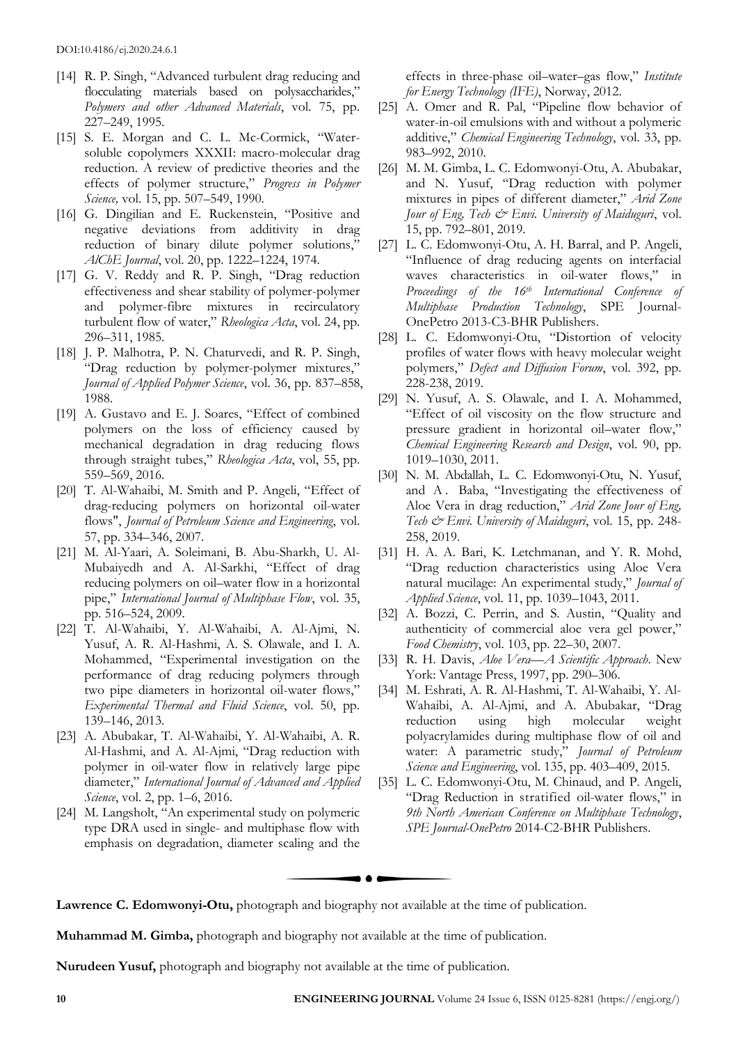[14] R. P. Singh, "Advanced turbulent drag reducing and flocculating materials based on polysaccharides," *Polymers and other Advanced Materials*, vol. 75, pp. 227–249, 1995.

[15] S. E. Morgan and C. L. Mc-Cormick, "Water-soluble copolymers XXXII: macro-molecular drag reduction. A review of predictive theories and the effects of polymer structure," *Progress in Polymer Science,* vol. 15, pp. 507–549, 1990.

[16] G. Dingilian and E. Ruckenstein, "Positive and negative deviations from additivity in drag reduction of binary dilute polymer solutions," *AIChE Journal*, vol. 20, pp. 1222–1224, 1974.

[17] G. V. Reddy and R. P. Singh, "Drag reduction effectiveness and shear stability of polymer-polymer and polymer-fibre mixtures in recirculatory turbulent flow of water," *Rheologica Acta*, vol. 24, pp. 296–311, 1985.

[18] J. P. Malhotra, P. N. Chaturvedi, and R. P. Singh, "Drag reduction by polymer-polymer mixtures," *Journal of Applied Polymer Science*, vol. 36, pp. 837–858, 1988.

[19] A. Gustavo and E. J. Soares, "Effect of combined polymers on the loss of efficiency caused by mechanical degradation in drag reducing flows through straight tubes," *Rheologica Acta*, vol, 55, pp. 559–569, 2016.

[20] T. Al-Wahaibi, M. Smith and P. Angeli, "Effect of drag-reducing polymers on horizontal oil-water flows", *Journal of Petroleum Science and Engineering*, vol. 57, pp. 334–346, 2007.

[21] M. Al-Yaari, A. Soleimani, B. Abu-Sharkh, U. Al-Mubaiyedh and A. Al-Sarkhi, "Effect of drag reducing polymers on oil–water flow in a horizontal pipe," *International Journal of Multiphase Flow*, vol. 35, pp. 516–524, 2009.

[22] T. Al-Wahaibi, Y. Al-Wahaibi, A. Al-Ajmi, N. Yusuf, A. R. Al-Hashmi, A. S. Olawale, and I. A. Mohammed, "Experimental investigation on the performance of drag reducing polymers through two pipe diameters in horizontal oil-water flows," *Experimental Thermal and Fluid Science*, vol. 50, pp. 139–146, 2013.

[23] A. Abubakar, T. Al-Wahaibi, Y. Al-Wahaibi, A. R. Al-Hashmi, and A. Al-Ajmi, "Drag reduction with polymer in oil-water flow in relatively large pipe diameter," *International Journal of Advanced and Applied Science*, vol. 2, pp. 1–6, 2016.

[24] M. Langsholt, "An experimental study on polymeric type DRA used in single- and multiphase flow with emphasis on degradation, diameter scaling and the effects in three-phase oil–water–gas flow," *Institute for Energy Technology (IFE)*, Norway, 2012.

[25] A. Omer and R. Pal, "Pipeline flow behavior of water-in-oil emulsions with and without a polymeric additive," *Chemical Engineering Technology*, vol. 33, pp. 983–992, 2010.

[26] M. M. Gimba, L. C. Edomwonyi-Otu, A. Abubakar, and N. Yusuf, "Drag reduction with polymer mixtures in pipes of different diameter," *Arid Zone Jour of Eng, Tech & Envi. University of Maiduguri*, vol. 15, pp. 792–801, 2019.

[27] L. C. Edomwonyi-Otu, A. H. Barral, and P. Angeli, "Influence of drag reducing agents on interfacial waves characteristics in oil-water flows," in *Proceedings of the 16th International Conference of Multiphase Production Technology*, SPE Journal-OnePetro 2013-C3-BHR Publishers.

[28] L. C. Edomwonyi-Otu, "Distortion of velocity profiles of water flows with heavy molecular weight polymers," *Defect and Diffusion Forum*, vol. 392, pp. 228-238, 2019.

[29] N. Yusuf, A. S. Olawale, and I. A. Mohammed, "Effect of oil viscosity on the flow structure and pressure gradient in horizontal oil–water flow," *Chemical Engineering Research and Design*, vol. 90, pp. 1019–1030, 2011.

[30] N. M. Abdallah, L. C. Edomwonyi-Otu, N. Yusuf, and A . Baba, "Investigating the effectiveness of Aloe Vera in drag reduction," *Arid Zone Jour of Eng, Tech & Envi. University of Maiduguri*, vol. 15, pp. 248-258, 2019.

[31] H. A. A. Bari, K. Letchmanan, and Y. R. Mohd, "Drag reduction characteristics using Aloe Vera natural mucilage: An experimental study," *Journal of Applied Science*, vol. 11, pp. 1039–1043, 2011.

[32] A. Bozzi, C. Perrin, and S. Austin, "Quality and authenticity of commercial aloe vera gel power," *Food Chemistry*, vol. 103, pp. 22–30, 2007.

[33] R. H. Davis, *Aloe Vera—A Scientific Approach*. New York: Vantage Press, 1997, pp. 290–306.

[34] M. Eshrati, A. R. Al-Hashmi, T. Al-Wahaibi, Y. Al-Wahaibi, A. Al-Ajmi, and A. Abubakar, "Drag reduction using high molecular weight polyacrylamides during multiphase flow of oil and water: A parametric study," *Journal of Petroleum Science and Engineering*, vol. 135, pp. 403–409, 2015.

[35] L. C. Edomwonyi-Otu, M. Chinaud, and P. Angeli, "Drag Reduction in stratified oil-water flows," in *9th North American Conference on Multiphase Technology*, *SPE Journal-OnePetro* 2014-C2-BHR Publishers.

**Lawrence C. Edomwonyi-Otu,** photograph and biography not available at the time of publication.

**Muhammad M. Gimba,** photograph and biography not available at the time of publication.

**Nurudeen Yusuf,** photograph and biography not available at the time of publication.